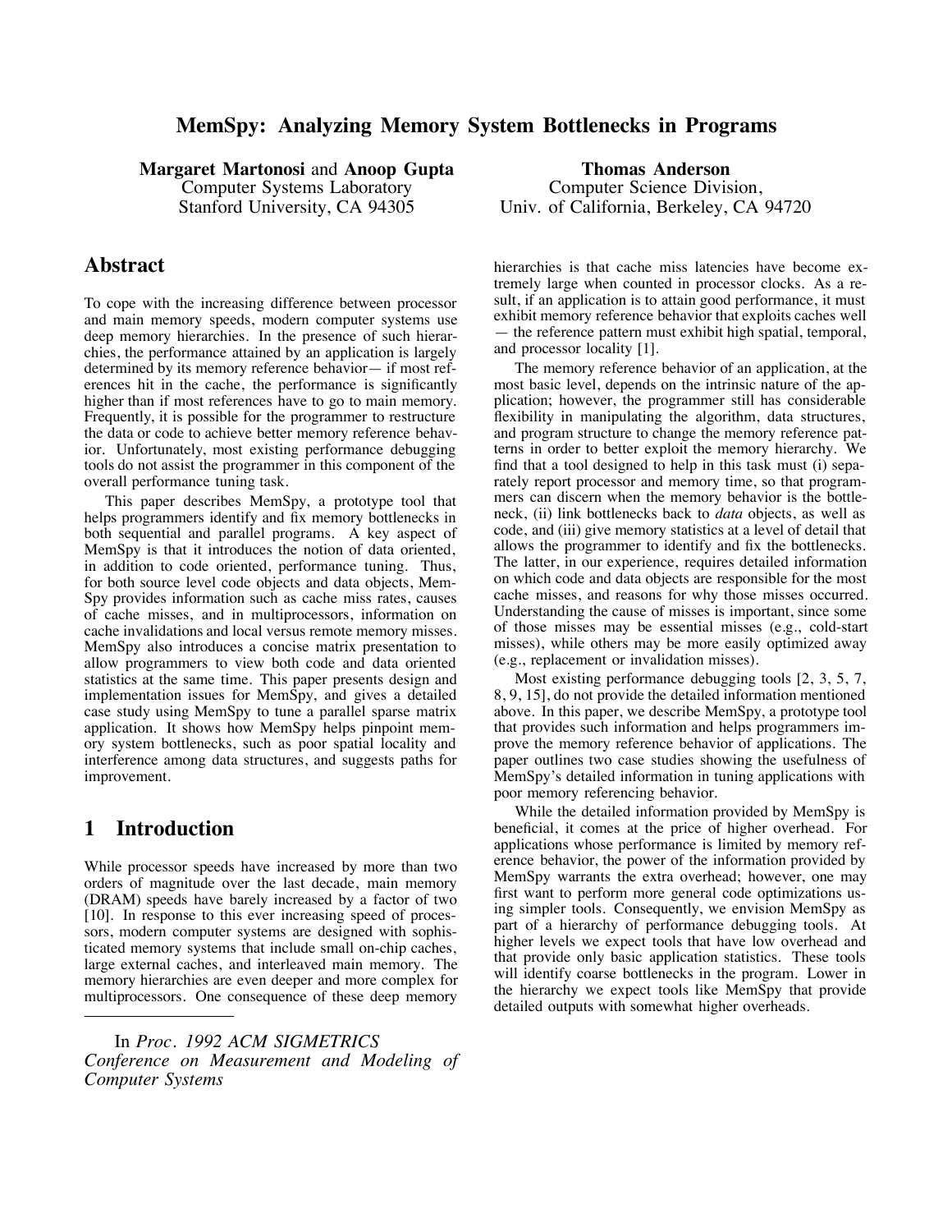# MemSpy: Analyzing Memory System Bottlenecks in Programs

**Margaret Martonosi** and **Anoop Gupta**
Computer Systems Laboratory
Stanford University, CA 94305

**Thomas Anderson**
Computer Science Division,
Univ. of California, Berkeley, CA 94720

## Abstract

To cope with the increasing difference between processor and main memory speeds, modern computer systems use deep memory hierarchies. In the presence of such hierarchies, the performance attained by an application is largely determined by its memory reference behavior— if most references hit in the cache, the performance is significantly higher than if most references have to go to main memory. Frequently, it is possible for the programmer to restructure the data or code to achieve better memory reference behavior. Unfortunately, most existing performance debugging tools do not assist the programmer in this component of the overall performance tuning task.

This paper describes MemSpy, a prototype tool that helps programmers identify and fix memory bottlenecks in both sequential and parallel programs. A key aspect of MemSpy is that it introduces the notion of data oriented, in addition to code oriented, performance tuning. Thus, for both source level code objects and data objects, MemSpy provides information such as cache miss rates, causes of cache misses, and in multiprocessors, information on cache invalidations and local versus remote memory misses. MemSpy also introduces a concise matrix presentation to allow programmers to view both code and data oriented statistics at the same time. This paper presents design and implementation issues for MemSpy, and gives a detailed case study using MemSpy to tune a parallel sparse matrix application. It shows how MemSpy helps pinpoint memory system bottlenecks, such as poor spatial locality and interference among data structures, and suggests paths for improvement.

## 1 Introduction

While processor speeds have increased by more than two orders of magnitude over the last decade, main memory (DRAM) speeds have barely increased by a factor of two [10]. In response to this ever increasing speed of processors, modern computer systems are designed with sophisticated memory systems that include small on-chip caches, large external caches, and interleaved main memory. The memory hierarchies are even deeper and more complex for multiprocessors. One consequence of these deep memory hierarchies is that cache miss latencies have become extremely large when counted in processor clocks. As a result, if an application is to attain good performance, it must exhibit memory reference behavior that exploits caches well — the reference pattern must exhibit high spatial, temporal, and processor locality [1].

The memory reference behavior of an application, at the most basic level, depends on the intrinsic nature of the application; however, the programmer still has considerable flexibility in manipulating the algorithm, data structures, and program structure to change the memory reference patterns in order to better exploit the memory hierarchy. We find that a tool designed to help in this task must (i) separately report processor and memory time, so that programmers can discern when the memory behavior is the bottleneck, (ii) link bottlenecks back to *data* objects, as well as code, and (iii) give memory statistics at a level of detail that allows the programmer to identify and fix the bottlenecks. The latter, in our experience, requires detailed information on which code and data objects are responsible for the most cache misses, and reasons for why those misses occurred. Understanding the cause of misses is important, since some of those misses may be essential misses (e.g., cold-start misses), while others may be more easily optimized away (e.g., replacement or invalidation misses).

Most existing performance debugging tools [2, 3, 5, 7, 8, 9, 15], do not provide the detailed information mentioned above. In this paper, we describe MemSpy, a prototype tool that provides such information and helps programmers improve the memory reference behavior of applications. The paper outlines two case studies showing the usefulness of MemSpy's detailed information in tuning applications with poor memory referencing behavior.

While the detailed information provided by MemSpy is beneficial, it comes at the price of higher overhead. For applications whose performance is limited by memory reference behavior, the power of the information provided by MemSpy warrants the extra overhead; however, one may first want to perform more general code optimizations using simpler tools. Consequently, we envision MemSpy as part of a hierarchy of performance debugging tools. At higher levels we expect tools that have low overhead and that provide only basic application statistics. These tools will identify coarse bottlenecks in the program. Lower in the hierarchy we expect tools like MemSpy that provide detailed outputs with somewhat higher overheads.

---

In *Proc. 1992 ACM SIGMETRICS Conference on Measurement and Modeling of Computer Systems*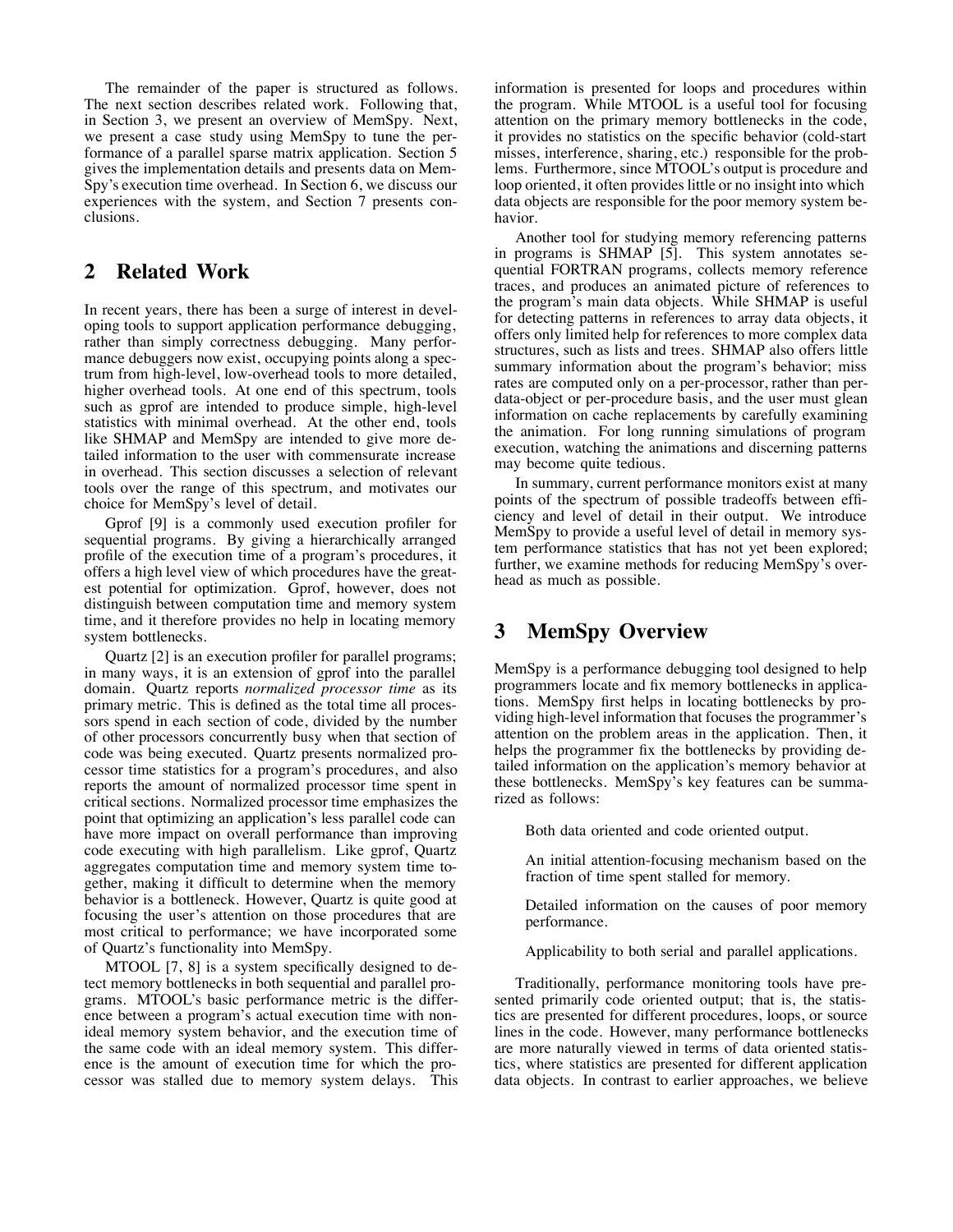The remainder of the paper is structured as follows. The next section describes related work. Following that, in Section 3, we present an overview of MemSpy. Next, we present a case study using MemSpy to tune the performance of a parallel sparse matrix application. Section 5 gives the implementation details and presents data on MemSpy's execution time overhead. In Section 6, we discuss our experiences with the system, and Section 7 presents conclusions.

## 2 Related Work

In recent years, there has been a surge of interest in developing tools to support application performance debugging, rather than simply correctness debugging. Many performance debuggers now exist, occupying points along a spectrum from high-level, low-overhead tools to more detailed, higher overhead tools. At one end of this spectrum, tools such as gprof are intended to produce simple, high-level statistics with minimal overhead. At the other end, tools like SHMAP and MemSpy are intended to give more detailed information to the user with commensurate increase in overhead. This section discusses a selection of relevant tools over the range of this spectrum, and motivates our choice for MemSpy's level of detail.

Gprof [9] is a commonly used execution profiler for sequential programs. By giving a hierarchically arranged profile of the execution time of a program's procedures, it offers a high level view of which procedures have the greatest potential for optimization. Gprof, however, does not distinguish between computation time and memory system time, and it therefore provides no help in locating memory system bottlenecks.

Quartz [2] is an execution profiler for parallel programs; in many ways, it is an extension of gprof into the parallel domain. Quartz reports *normalized processor time* as its primary metric. This is defined as the total time all processors spend in each section of code, divided by the number of other processors concurrently busy when that section of code was being executed. Quartz presents normalized processor time statistics for a program's procedures, and also reports the amount of normalized processor time spent in critical sections. Normalized processor time emphasizes the point that optimizing an application's less parallel code can have more impact on overall performance than improving code executing with high parallelism. Like gprof, Quartz aggregates computation time and memory system time together, making it difficult to determine when the memory behavior is a bottleneck. However, Quartz is quite good at focusing the user's attention on those procedures that are most critical to performance; we have incorporated some of Quartz's functionality into MemSpy.

MTOOL [7, 8] is a system specifically designed to detect memory bottlenecks in both sequential and parallel programs. MTOOL's basic performance metric is the difference between a program's actual execution time with non-ideal memory system behavior, and the execution time of the same code with an ideal memory system. This difference is the amount of execution time for which the processor was stalled due to memory system delays. This information is presented for loops and procedures within the program. While MTOOL is a useful tool for focusing attention on the primary memory bottlenecks in the code, it provides no statistics on the specific behavior (cold-start misses, interference, sharing, etc.) responsible for the problems. Furthermore, since MTOOL's output is procedure and loop oriented, it often provides little or no insight into which data objects are responsible for the poor memory system behavior.

Another tool for studying memory referencing patterns in programs is SHMAP [5]. This system annotates sequential FORTRAN programs, collects memory reference traces, and produces an animated picture of references to the program's main data objects. While SHMAP is useful for detecting patterns in references to array data objects, it offers only limited help for references to more complex data structures, such as lists and trees. SHMAP also offers little summary information about the program's behavior; miss rates are computed only on a per-processor, rather than per-data-object or per-procedure basis, and the user must glean information on cache replacements by carefully examining the animation. For long running simulations of program execution, watching the animations and discerning patterns may become quite tedious.

In summary, current performance monitors exist at many points of the spectrum of possible tradeoffs between efficiency and level of detail in their output. We introduce MemSpy to provide a useful level of detail in memory system performance statistics that has not yet been explored; further, we examine methods for reducing MemSpy's overhead as much as possible.

## 3 MemSpy Overview

MemSpy is a performance debugging tool designed to help programmers locate and fix memory bottlenecks in applications. MemSpy first helps in locating bottlenecks by providing high-level information that focuses the programmer's attention on the problem areas in the application. Then, it helps the programmer fix the bottlenecks by providing detailed information on the application's memory behavior at these bottlenecks. MemSpy's key features can be summarized as follows:

- Both data oriented and code oriented output.
- An initial attention-focusing mechanism based on the fraction of time spent stalled for memory.
- Detailed information on the causes of poor memory performance.
- Applicability to both serial and parallel applications.

Traditionally, performance monitoring tools have presented primarily code oriented output; that is, the statistics are presented for procedures, loops, or source lines in the code. However, many performance bottlenecks are more naturally viewed in terms of data oriented statistics, where statistics are presented for different application data objects. In contrast to earlier approaches, we believe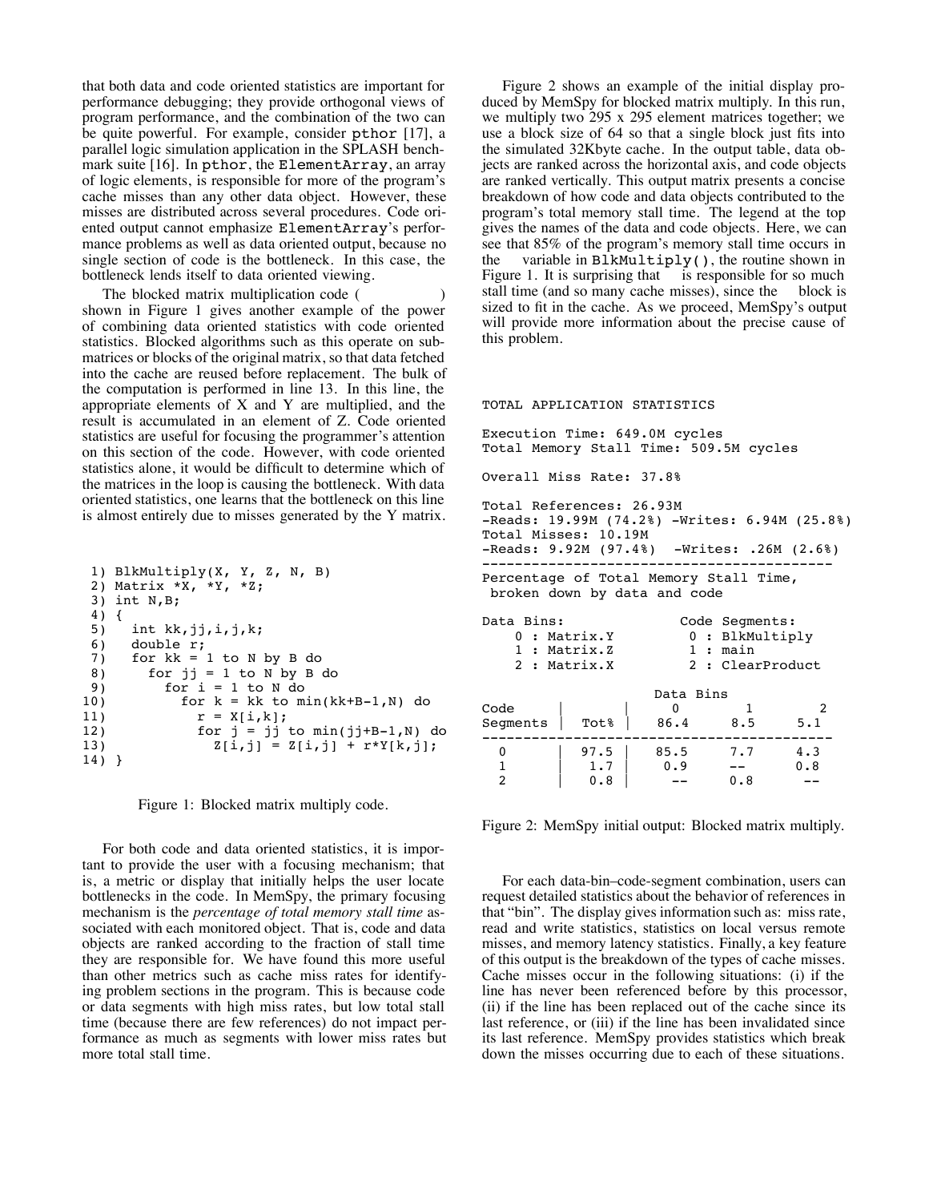that both data and code oriented statistics are important for performance debugging; they provide orthogonal views of program performance, and the combination of the two can be quite powerful. For example, consider pthor [17], a parallel logic simulation application in the SPLASH benchmark suite [16]. In pthor, the ElementArray, an array of logic elements, is responsible for more of the program's cache misses than any other data object. However, these misses are distributed across several procedures. Code oriented output cannot emphasize ElementArray's performance problems as well as data oriented output, because no single section of code is the bottleneck. In this case, the bottleneck lends itself to data oriented viewing.

The blocked matrix multiplication code ( ) shown in Figure 1 gives another example of the power of combining data oriented statistics with code oriented statistics. Blocked algorithms such as this operate on submatrices or blocks of the original matrix, so that data fetched into the cache are reused before replacement. The bulk of the computation is performed in line 13. In this line, the appropriate elements of X and Y are multiplied, and the result is accumulated in an element of Z. Code oriented statistics are useful for focusing the programmer's attention on this section of the code. However, with code oriented statistics alone, it would be difficult to determine which of the matrices in the loop is causing the bottleneck. With data oriented statistics, one learns that the bottleneck on this line is almost entirely due to misses generated by the Y matrix.

```
 1) BlkMultiply(X, Y, Z, N, B)
 2) Matrix *X, *Y, *Z;
 3) int N,B;
 4) {
 5)   int kk,jj,i,j,k;
 6)   double r;
 7)   for kk = 1 to N by B do
 8)     for jj = 1 to N by B do
 9)       for i = 1 to N do
10)         for k = kk to min(kk+B-1,N) do
11)           r = X[i,k];
12)           for j = jj to min(jj+B-1,N) do
13)             Z[i,j] = Z[i,j] + r*Y[k,j];
14) }
```

Figure 1: Blocked matrix multiply code.

For both code and data oriented statistics, it is important to provide the user with a focusing mechanism; that is, a metric or display that initially helps the user locate bottlenecks in the code. In MemSpy, the primary focusing mechanism is the *percentage of total memory stall time* associated with each monitored object. That is, code and data objects are ranked according to the fraction of stall time they are responsible for. We have found this more useful than other metrics such as cache miss rates for identifying problem sections in the program. This is because code or data segments with high miss rates, but low total stall time (because there are few references) do not impact performance as much as segments with lower miss rates but more total stall time.

Figure 2 shows an example of the initial display produced by MemSpy for blocked matrix multiply. In this run, we multiply two 295 x 295 element matrices together; we use a block size of 64 so that a single block just fits into the simulated 32Kbyte cache. In the output table, data objects are ranked across the horizontal axis, and code objects are ranked vertically. This output matrix presents a concise breakdown of how code and data objects contributed to the program's total memory stall time. The legend at the top gives the names of the data and code objects. Here, we can see that 85% of the program's memory stall time occurs in the variable in BlkMultiply(), the routine shown in Figure 1. It is surprising that is responsible for so much stall time (and so many cache misses), since the block is sized to fit in the cache. As we proceed, MemSpy's output will provide more information about the precise cause of this problem.

```
TOTAL APPLICATION STATISTICS

Execution Time: 649.0M cycles
Total Memory Stall Time: 509.5M cycles

Overall Miss Rate: 37.8%

Total References: 26.93M
-Reads: 19.99M (74.2%) -Writes: 6.94M (25.8%)
Total Misses: 10.19M
-Reads: 9.92M (97.4%)  -Writes: .26M (2.6%)
--------------------------------------------
Percentage of Total Memory Stall Time,
 broken down by data and code

Data Bins:              Code Segments:
   0 : Matrix.Y           0 : BlkMultiply
   1 : Matrix.Z           1 : main
   2 : Matrix.X           2 : ClearProduct

                        Data Bins
Code      |       |      0        1        2
Segments  |  Tot% |    86.4      8.5      5.1
--------------------------------------------
   0      |  97.5 |    85.5      7.7      4.3
   1      |   1.7 |     0.9      --       0.8
   2      |   0.8 |     --       0.8      --
```

Figure 2: MemSpy initial output: Blocked matrix multiply.

For each data-bin–code-segment combination, users can request detailed statistics about the behavior of references in that "bin". The display gives information such as: miss rate, read and write statistics, statistics on local versus remote misses, and memory latency statistics. Finally, a key feature of this output is the breakdown of the types of cache misses. Cache misses occur in the following situations: (i) if the line has never been referenced before by this processor, (ii) if the line has been replaced out of the cache since its last reference, or (iii) if the line has been invalidated since its last reference. MemSpy provides statistics which break down the misses occurring due to each of these situations.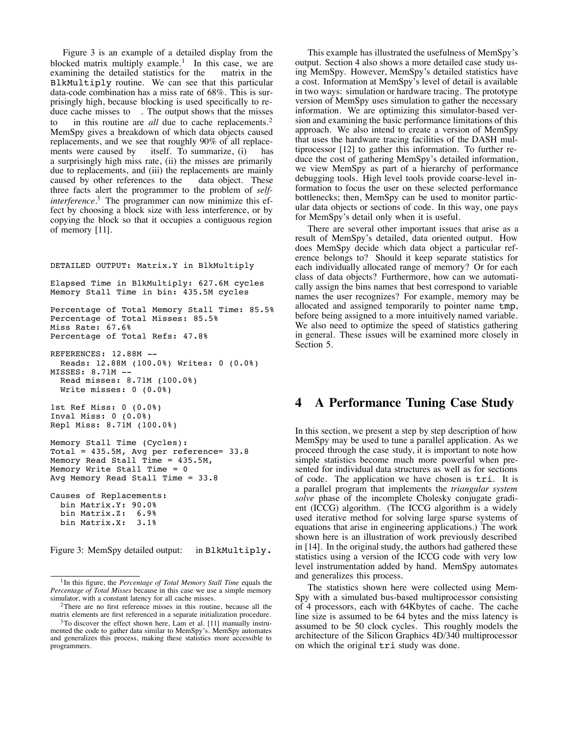Figure 3 is an example of a detailed display from the blocked matrix multiply example.[1] In this case, we are examining the detailed statistics for the matrix in the BlkMultiply routine. We can see that this particular data-code combination has a miss rate of 68%. This is surprisingly high, because blocking is used specifically to reduce cache misses to . The output shows that the misses to in this routine are *all* due to cache replacements.[2] MemSpy gives a breakdown of which data objects caused replacements, and we see that roughly 90% of all replacements were caused by itself. To summarize, (i) has a surprisingly high miss rate, (ii) the misses are primarily due to replacements, and (iii) the replacements are mainly caused by other references to the data object. These three facts alert the programmer to the problem of *self-interference*.[3] The programmer can now minimize this effect by choosing a block size with less interference, or by copying the block so that it occupies a contiguous region of memory [11].

```
DETAILED OUTPUT: Matrix.Y in BlkMultiply

Elapsed Time in BlkMultiply: 627.6M cycles
Memory Stall Time in bin: 435.5M cycles

Percentage of Total Memory Stall Time: 85.5%
Percentage of Total Misses: 85.5%
Miss Rate: 67.6%
Percentage of Total Refs: 47.8%

REFERENCES: 12.88M --
  Reads: 12.88M (100.0%) Writes: 0 (0.0%)
MISSES: 8.71M --
  Read misses: 8.71M (100.0%)
  Write misses: 0 (0.0%)

1st Ref Miss: 0 (0.0%)
Inval Miss: 0 (0.0%)
Repl Miss: 8.71M (100.0%)

Memory Stall Time (Cycles):
Total = 435.5M, Avg per reference= 33.8
Memory Read Stall Time = 435.5M,
Memory Write Stall Time = 0
Avg Memory Read Stall Time = 33.8

Causes of Replacements:
  bin Matrix.Y: 90.0%
  bin Matrix.Z:  6.9%
  bin Matrix.X:  3.1%
```

Figure 3: MemSpy detailed output: in BlkMultiply.

This example has illustrated the usefulness of MemSpy's output. Section 4 also shows a more detailed case study using MemSpy. However, MemSpy's detailed statistics have a cost. Information at MemSpy's level of detail is available in two ways: simulation or hardware tracing. The prototype version of MemSpy uses simulation to gather the necessary information. We are optimizing this simulator-based version and examining the basic performance limitations of this approach. We also intend to create a version of MemSpy that uses the hardware tracing facilities of the DASH multiprocessor [12] to gather this information. To further reduce the cost of gathering MemSpy's detailed information, we view MemSpy as part of a hierarchy of performance debugging tools. High level tools provide coarse-level information to focus the user on these selected performance bottlenecks; then, MemSpy can be used to monitor particular data objects or sections of code. In this way, one pays for MemSpy's detail only when it is useful.

There are several other important issues that arise as a result of MemSpy's detailed, data oriented output. How does MemSpy decide which data object a particular reference belongs to? Should it keep separate statistics for each individually allocated range of memory? Or for each class of data objects? Furthermore, how can we automatically assign the bins names that best correspond to variable names the user recognizes? For example, memory may be allocated and assigned temporarily to pointer name tmp, before being assigned to a more intuitively named variable. We also need to optimize the speed of statistics gathering in general. These issues will be examined more closely in Section 5.

# 4 A Performance Tuning Case Study

In this section, we present a step by step description of how MemSpy may be used to tune a parallel application. As we proceed through the case study, it is important to note how simple statistics become much more powerful when presented for individual data structures as well as for sections of code. The application we have chosen is tri. It is a parallel program that implements the *triangular system solve* phase of the incomplete Cholesky conjugate gradient (ICCG) algorithm. (The ICCG algorithm is a widely used iterative method for solving large sparse systems of equations that arise in engineering applications.) The work shown here is an illustration of work previously described in [14]. In the original study, the authors had gathered these statistics using a version of the ICCG code with very low level instrumentation added by hand. MemSpy automates and generalizes this process.

The statistics shown here were collected using MemSpy with a simulated bus-based multiprocessor consisting of 4 processors, each with 64Kbytes of cache. The cache line size is assumed to be 64 bytes and the miss latency is assumed to be 50 clock cycles. This roughly models the architecture of the Silicon Graphics 4D/340 multiprocessor on which the original tri study was done.

---

[1] In this figure, the *Percentage of Total Memory Stall Time* equals the *Percentage of Total Misses* because in this case we use a simple memory simulator, with a constant latency for all cache misses.

[2] There are no first reference misses in this routine, because all the matrix elements are first referenced in a separate initialization procedure.

[3] To discover the effect shown here, Lam et al. [11] manually instrumented the code to gather data similar to MemSpy's. MemSpy automates and generalizes this process, making these statistics more accessible to programmers.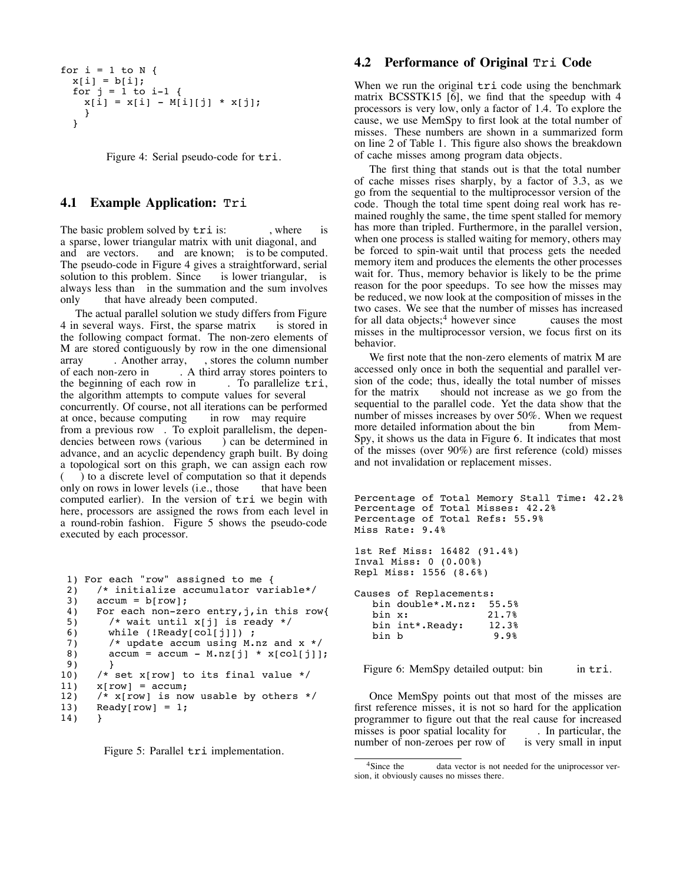```
for i = 1 to N {
  x[i] = b[i];
  for j = 1 to i-1 {
    x[i] = x[i] - M[i][j] * x[j];
    }
  }
```

Figure 4: Serial pseudo-code for tri.

### 4.1 Example Application: Tri

The basic problem solved by tri is: , where is a sparse, lower triangular matrix with unit diagonal, and and are vectors. and are known; is to be computed. The pseudo-code in Figure 4 gives a straightforward, serial solution to this problem. Since is lower triangular, is always less than in the summation and the sum involves only that have already been computed.

The actual parallel solution we study differs from Figure 4 in several ways. First, the sparse matrix is stored in the following compact format. The non-zero elements of M are stored contiguously by row in the one dimensional array . Another array, , stores the column number of each non-zero in . A third array stores pointers to the beginning of each row in . To parallelize tri, the algorithm attempts to compute values for several concurrently. Of course, not all iterations can be performed at once, because computing in row may require from a previous row . To exploit parallelism, the dependencies between rows (various ) can be determined in advance, and an acyclic dependency graph built. By doing a topological sort on this graph, we can assign each row ( ) to a discrete level of computation so that it depends only on rows in lower levels (i.e., those that have been computed earlier). In the version of tri we begin with here, processors are assigned the rows from each level in a round-robin fashion. Figure 5 shows the pseudo-code executed by each processor.

```
 1) For each "row" assigned to me {
 2)   /* initialize accumulator variable*/
 3)   accum = b[row];
 4)   For each non-zero entry,j,in this row{
 5)     /* wait until x[j] is ready */
 6)     while (!Ready[col[j]]) ;
 7)     /* update accum using M.nz and x */
 8)     accum = accum - M.nz[j] * x[col[j]];
 9)     }
10)   /* set x[row] to its final value */
11)   x[row] = accum;
12)   /* x[row] is now usable by others */
13)   Ready[row] = 1;
14)   }
```

Figure 5: Parallel tri implementation.

### 4.2 Performance of Original Tri Code

When we run the original tri code using the benchmark matrix BCSSTK15 [6], we find that the speedup with 4 processors is very low, only a factor of 1.4. To explore the cause, we use MemSpy to first look at the total number of misses. These numbers are shown in a summarized form on line 2 of Table 1. This figure also shows the breakdown of cache misses among program data objects.

The first thing that stands out is that the total number of cache misses rises sharply, by a factor of 3.3, as we go from the sequential to the multiprocessor version of the code. Though the total time spent doing real work has remained roughly the same, the time spent stalled for memory has more than tripled. Furthermore, in the parallel version, when one process is stalled waiting for memory, others may be forced to spin-wait until that process gets the needed memory item and produces the elements the other processes wait for. Thus, memory behavior is likely to be the prime reason for the poor speedups. To see how the misses may be reduced, we now look at the composition of misses in the two cases. We see that the number of misses has increased for all data objects;[4] however since causes the most misses in the multiprocessor version, we focus first on its behavior.

We first note that the non-zero elements of matrix M are accessed only once in both the sequential and parallel version of the code; thus, ideally the total number of misses for the matrix should not increase as we go from the sequential to the parallel code. Yet the data show that the number of misses increases by over 50%. When we request more detailed information about the bin from MemSpy, it shows us the data in Figure 6. It indicates that most of the misses (over 90%) are first reference (cold) misses and not invalidation or replacement misses.

```
Percentage of Total Memory Stall Time: 42.2%
Percentage of Total Misses: 42.2%
Percentage of Total Refs: 55.9%
Miss Rate: 9.4%

1st Ref Miss: 16482 (91.4%)
Inval Miss: 0 (0.00%)
Repl Miss: 1556 (8.6%)

Causes of Replacements:
   bin double*.M.nz:  55.5%
   bin x:             21.7%
   bin int*.Ready:    12.3%
   bin b               9.9%
```

Figure 6: MemSpy detailed output: bin in tri.

Once MemSpy points out that most of the misses are first reference misses, it is not so hard for the application programmer to figure out that the real cause for increased misses is poor spatial locality for . In particular, the number of non-zeroes per row of is very small in input

[4] Since the data vector is not needed for the uniprocessor version, it obviously causes no misses there.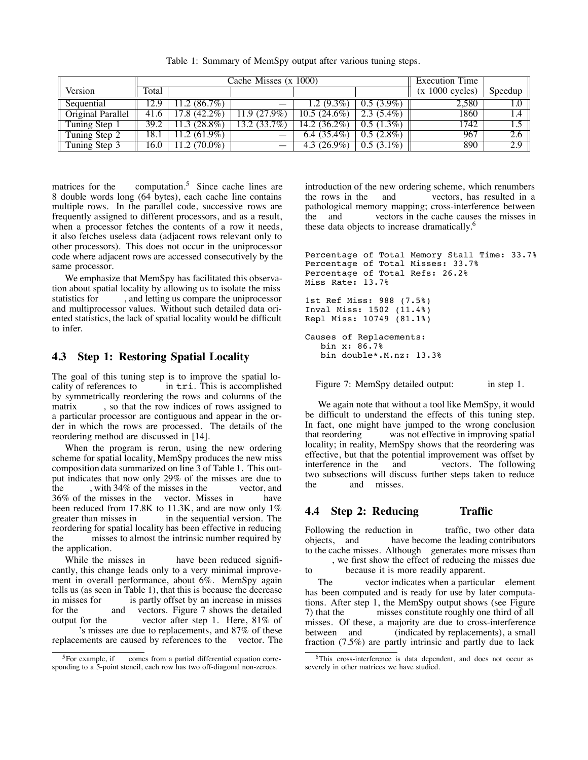Table 1: Summary of MemSpy output after various tuning steps.

| Version | Cache Misses (x 1000) | | | | | Execution Time | Speedup |
|---|---|---|---|---|---|---|---|
| | Total | | | | | (x 1000 cycles) | |
| Sequential | 12.9 | 11.2 (86.7%) | — | 1.2 (9.3%) | 0.5 (3.9%) | 2,580 | 1.0 |
| Original Parallel | 41.6 | 17.8 (42.2%) | 11.9 (27.9%) | 10.5 (24.6%) | 2.3 (5.4%) | 1860 | 1.4 |
| Tuning Step 1 | 39.2 | 11.3 (28.8%) | 13.2 (33.7%) | 14.2 (36.2%) | 0.5 (1.3%) | 1742 | 1.5 |
| Tuning Step 2 | 18.1 | 11.2 (61.9%) | — | 6.4 (35.4%) | 0.5 (2.8%) | 967 | 2.6 |
| Tuning Step 3 | 16.0 | 11.2 (70.0%) | — | 4.3 (26.9%) | 0.5 (3.1%) | 890 | 2.9 |

matrices for the computation.[5] Since cache lines are 8 double words long (64 bytes), each cache line contains multiple rows. In the parallel code, successive rows are frequently assigned to different processors, and as a result, when a processor fetches the contents of a row it needs, it also fetches useless data (adjacent rows relevant only to other processors). This does not occur in the uniprocessor code where adjacent rows are accessed consecutively by the same processor.

We emphasize that MemSpy has facilitated this observation about spatial locality by allowing us to isolate the miss statistics for , and letting us compare the uniprocessor and multiprocessor values. Without such detailed data oriented statistics, the lack of spatial locality would be difficult to infer.

### 4.3 Step 1: Restoring Spatial Locality

The goal of this tuning step is to improve the spatial locality of references to in `tri`. This is accomplished by symmetrically reordering the rows and columns of the matrix , so that the row indices of rows assigned to a particular processor are contiguous and appear in the order in which the rows are processed. The details of the reordering method are discussed in [14].

When the program is rerun, using the new ordering scheme for spatial locality, MemSpy produces the new miss composition data summarized on line 3 of Table 1. This output indicates that now only 29% of the misses are due to the , with 34% of the misses in the vector, and 36% of the misses in the vector. Misses in have been reduced from 17.8K to 11.3K, and are now only 1% greater than misses in in the sequential version. The reordering for spatial locality has been effective in reducing the misses to almost the intrinsic number required by the application.

While the misses in have been reduced significantly, this change leads only to a very minimal improvement in overall performance, about 6%. MemSpy again tells us (as seen in Table 1), that this is because the decrease in misses for is partly offset by an increase in misses for the and vectors. Figure 7 shows the detailed output for the vector after step 1. Here, 81% of 's misses are due to replacements, and 87% of these replacements are caused by references to the vector. The introduction of the new ordering scheme, which renumbers the rows in the and vectors, has resulted in a pathological memory mapping; cross-interference between the and vectors in the cache causes the misses in these data objects to increase dramatically.[6]

```
Percentage of Total Memory Stall Time: 33.7%
Percentage of Total Misses: 33.7%
Percentage of Total Refs: 26.2%
Miss Rate: 13.7%

1st Ref Miss: 988 (7.5%)
Inval Miss: 1502 (11.4%)
Repl Miss: 10749 (81.1%)

Causes of Replacements:
   bin x: 86.7%
   bin double*.M.nz: 13.3%
```

Figure 7: MemSpy detailed output: in step 1.

We again note that without a tool like MemSpy, it would be difficult to understand the effects of this tuning step. In fact, one might have jumped to the wrong conclusion that reordering was not effective in improving spatial locality; in reality, MemSpy shows that the reordering was effective, but that the potential improvement was offset by interference in the and vectors. The following two subsections will discuss further steps taken to reduce the and misses.

### 4.4 Step 2: Reducing Traffic

Following the reduction in traffic, two other data objects, and have become the leading contributors to the cache misses. Although generates more misses than , we first show the effect of reducing the misses due to because it is more readily apparent.

The vector indicates when a particular element has been computed and is ready for use by later computations. After step 1, the MemSpy output shows (see Figure 7) that the misses constitute roughly one third of all misses. Of these, a majority are due to cross-interference between and (indicated by replacements), a small fraction (7.5%) are partly intrinsic and partly due to lack

[5] For example, if comes from a partial differential equation corresponding to a 5-point stencil, each row has two off-diagonal non-zeroes.

[6] This cross-interference is data dependent, and does not occur as severely in other matrices we have studied.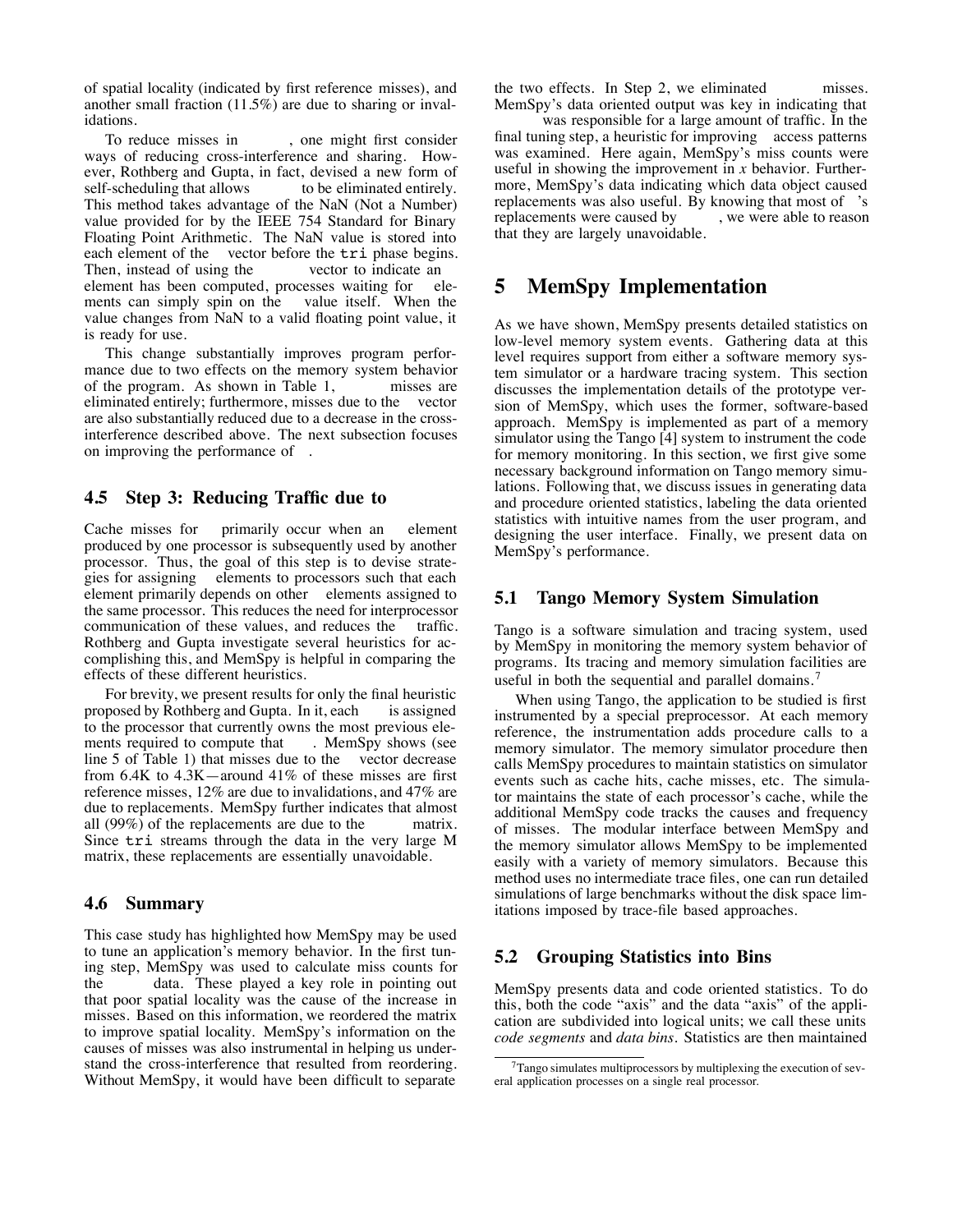of spatial locality (indicated by first reference misses), and another small fraction (11.5%) are due to sharing or invalidations.

To reduce misses in , one might first consider ways of reducing cross-interference and sharing. However, Rothberg and Gupta, in fact, devised a new form of self-scheduling that allows to be eliminated entirely. This method takes advantage of the NaN (Not a Number) value provided for by the IEEE 754 Standard for Binary Floating Point Arithmetic. The NaN value is stored into each element of the vector before the `tri` phase begins. Then, instead of using the vector to indicate an element has been computed, processes waiting for elements can simply spin on the value itself. When the value changes from NaN to a valid floating point value, it is ready for use.

This change substantially improves program performance due to two effects on the memory system behavior of the program. As shown in Table 1, misses are eliminated entirely; furthermore, misses due to the vector are also substantially reduced due to a decrease in the cross-interference described above. The next subsection focuses on improving the performance of .

### 4.5 Step 3: Reducing Traffic due to

Cache misses for primarily occur when an element produced by one processor is subsequently used by another processor. Thus, the goal of this step is to devise strategies for assigning elements to processors such that each element primarily depends on other elements assigned to the same processor. This reduces the need for interprocessor communication of these values, and reduces the traffic. Rothberg and Gupta investigate several heuristics for accomplishing this, and MemSpy is helpful in comparing the effects of these different heuristics.

For brevity, we present results for only the final heuristic proposed by Rothberg and Gupta. In it, each is assigned to the processor that currently owns the most previous elements required to compute that . MemSpy shows (see line 5 of Table 1) that misses due to the vector decrease from 6.4K to 4.3K—around 41% of these misses are first reference misses, 12% are due to invalidations, and 47% are due to replacements. MemSpy further indicates that almost all (99%) of the replacements are due to the matrix. Since `tri` streams through the data in the very large M matrix, these replacements are essentially unavoidable.

### 4.6 Summary

This case study has highlighted how MemSpy may be used to tune an application's memory behavior. In the first tuning step, MemSpy was used to calculate miss counts for the data. These played a key role in pointing out that poor spatial locality was the cause of the increase in misses. Based on this information, we reordered the matrix to improve spatial locality. MemSpy's information on the causes of misses was also instrumental in helping us understand the cross-interference that resulted from reordering. Without MemSpy, it would have been difficult to separate the two effects. In Step 2, we eliminated misses. MemSpy's data oriented output was key in indicating that was responsible for a large amount of traffic. In the final tuning step, a heuristic for improving access patterns was examined. Here again, MemSpy's miss counts were useful in showing the improvement in *x* behavior. Furthermore, MemSpy's data indicating which data object caused replacements was also useful. By knowing that most of 's replacements were caused by , we were able to reason that they are largely unavoidable.

## 5 MemSpy Implementation

As we have shown, MemSpy presents detailed statistics on low-level memory system events. Gathering data at this level requires support from either a software memory system simulator or a hardware tracing system. This section discusses the implementation details of the prototype version of MemSpy, which uses the former, software-based approach. MemSpy is implemented as part of a memory simulator using the Tango [4] system to instrument the code for memory monitoring. In this section, we first give some necessary background information on Tango memory simulations. Following that, we discuss issues in generating data and procedure oriented statistics, labeling the data oriented statistics with intuitive names from the user program, and designing the user interface. Finally, we present data on MemSpy's performance.

### 5.1 Tango Memory System Simulation

Tango is a software simulation and tracing system, used by MemSpy in monitoring the memory system behavior of programs. Its tracing and memory simulation facilities are useful in both the sequential and parallel domains.[7]

When using Tango, the application to be studied is first instrumented by a special preprocessor. At each memory reference, the instrumentation adds procedure calls to a memory simulator. The memory simulator procedure then calls MemSpy procedures to maintain statistics on simulator events such as cache hits, cache misses, etc. The simulator maintains the state of each processor's cache, while the additional MemSpy code tracks the causes and frequency of misses. The modular interface between MemSpy and the memory simulator allows MemSpy to be implemented easily with a variety of memory simulators. Because this method uses no intermediate trace files, one can run detailed simulations of large benchmarks without the disk space limitations imposed by trace-file based approaches.

### 5.2 Grouping Statistics into Bins

MemSpy presents data and code oriented statistics. To do this, both the code "axis" and the data "axis" of the application are subdivided into logical units; we call these units *code segments* and *data bins*. Statistics are then maintained

[7] Tango simulates multiprocessors by multiplexing the execution of several application processes on a single real processor.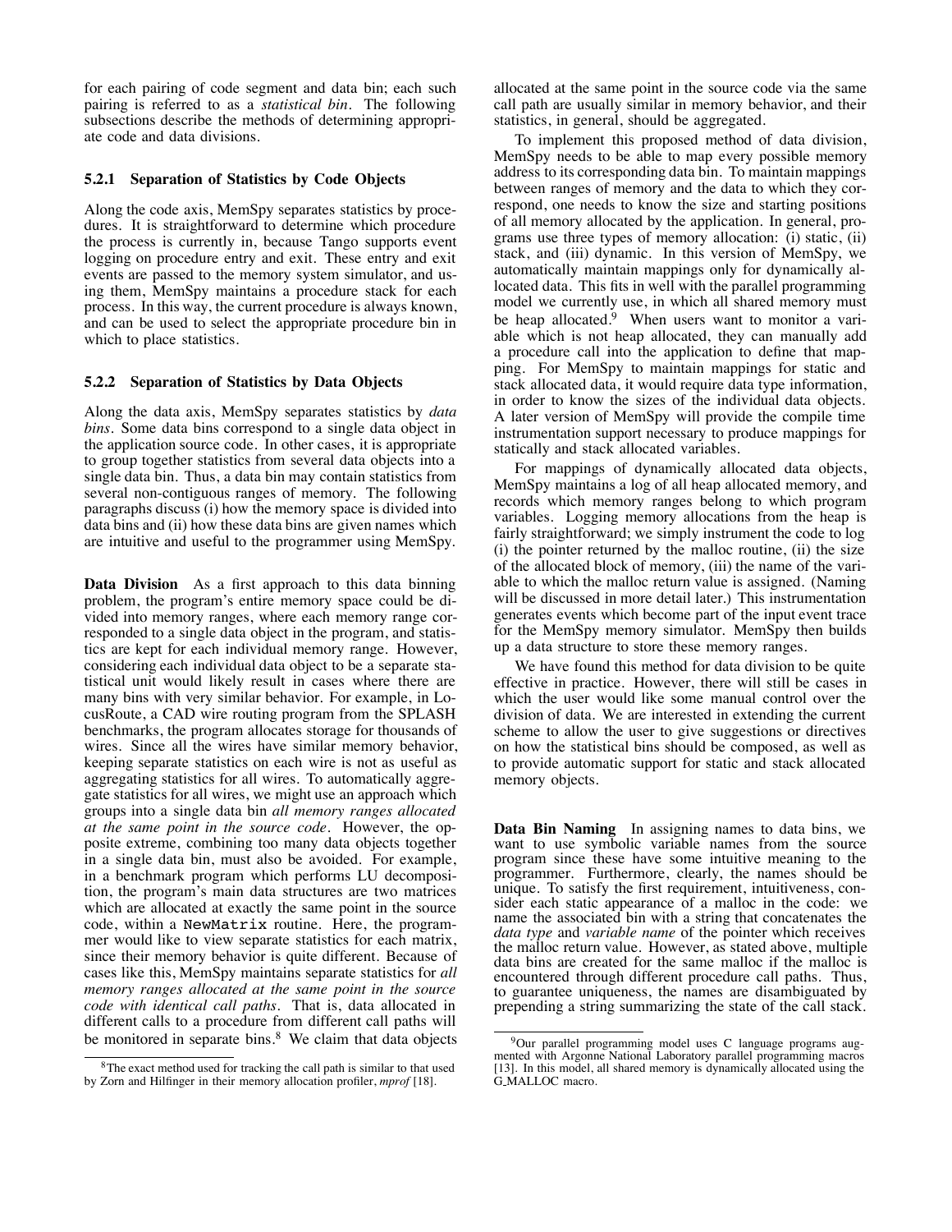for each pairing of code segment and data bin; each such pairing is referred to as a *statistical bin*. The following subsections describe the methods of determining appropriate code and data divisions.

### 5.2.1 Separation of Statistics by Code Objects

Along the code axis, MemSpy separates statistics by procedures. It is straightforward to determine which procedure the process is currently in, because Tango supports event logging on procedure entry and exit. These entry and exit events are passed to the memory system simulator, and using them, MemSpy maintains a procedure stack for each process. In this way, the current procedure is always known, and can be used to select the appropriate procedure bin in which to place statistics.

### 5.2.2 Separation of Statistics by Data Objects

Along the data axis, MemSpy separates statistics by *data bins*. Some data bins correspond to a single data object in the application source code. In other cases, it is appropriate to group together statistics from several data objects into a single data bin. Thus, a data bin may contain statistics from several non-contiguous ranges of memory. The following paragraphs discuss (i) how the memory space is divided into data bins and (ii) how these data bins are given names which are intuitive and useful to the programmer using MemSpy.

**Data Division** As a first approach to this data binning problem, the program's entire memory space could be divided into memory ranges, where each memory range corresponded to a single data object in the program, and statistics are kept for each individual memory range. However, considering each individual data object to be a separate statistical unit would likely result in cases where there are many bins with very similar behavior. For example, in LocusRoute, a CAD wire routing program from the SPLASH benchmarks, the program allocates storage for thousands of wires. Since all the wires have similar memory behavior, keeping separate statistics on each wire is not as useful as aggregating statistics for all wires. To automatically aggregate statistics for all wires, we might use an approach which groups into a single data bin *all memory ranges allocated at the same point in the source code*. However, the opposite extreme, combining too many data objects together in a single data bin, must also be avoided. For example, in a benchmark program which performs LU decomposition, the program's main data structures are two matrices which are allocated at exactly the same point in the source code, within a `NewMatrix` routine. Here, the programmer would like to view separate statistics for each matrix, since their memory behavior is quite different. Because of cases like this, MemSpy maintains separate statistics for *all memory ranges allocated at the same point in the source code with identical call paths*. That is, data allocated in different calls to a procedure from different call paths will be monitored in separate bins.[8] We claim that data objects allocated at the same point in the source code via the same call path are usually similar in memory behavior, and their statistics, in general, should be aggregated.

To implement this proposed method of data division, MemSpy needs to be able to map every possible memory address to its corresponding data bin. To maintain mappings between ranges of memory and the data to which they correspond, one needs to know the size and starting positions of all memory allocated by the application. In general, programs use three types of memory allocation: (i) static, (ii) stack, and (iii) dynamic. In this version of MemSpy, we automatically maintain mappings only for dynamically allocated data. This fits in well with the parallel programming model we currently use, in which all shared memory must be heap allocated.[9] When users want to monitor a variable which is not heap allocated, they can manually add a procedure call into the application to define that mapping. For MemSpy to maintain mappings for static and stack allocated data, it would require data type information, in order to know the sizes of the individual data objects. A later version of MemSpy will provide the compile time instrumentation support necessary to produce mappings for statically and stack allocated variables.

For mappings of dynamically allocated data objects, MemSpy maintains a log of all heap allocated memory, and records which memory ranges belong to which program variables. Logging memory allocations from the heap is fairly straightforward; we simply instrument the code to log (i) the pointer returned by the malloc routine, (ii) the size of the allocated block of memory, (iii) the name of the variable to which the malloc return value is assigned. (Naming will be discussed in more detail later.) This instrumentation generates events which become part of the input event trace for the MemSpy memory simulator. MemSpy then builds up a data structure to store these memory ranges.

We have found this method for data division to be quite effective in practice. However, there will still be cases in which the user would like some manual control over the division of data. We are interested in extending the current scheme to allow the user to give suggestions or directives on how the statistical bins should be composed, as well as to provide automatic support for static and stack allocated memory objects.

**Data Bin Naming** In assigning names to data bins, we want to use symbolic variable names from the source program since these have some intuitive meaning to the programmer. Furthermore, clearly, the names should be unique. To satisfy the first requirement, intuitiveness, consider each static appearance of a malloc in the code: we name the associated bin with a string that concatenates the *data type* and *variable name* of the pointer which receives the malloc return value. However, as stated above, multiple data bins are created for the same malloc if the malloc is encountered through different procedure call paths. Thus, to guarantee uniqueness, the names are disambiguated by prepending a string summarizing the state of the call stack.

---

[8] The exact method used for tracking the call path is similar to that used by Zorn and Hilfinger in their memory allocation profiler, *mprof* [18].

[9] Our parallel programming model uses C language programs augmented with Argonne National Laboratory parallel programming macros [13]. In this model, all shared memory is dynamically allocated using the G_MALLOC macro.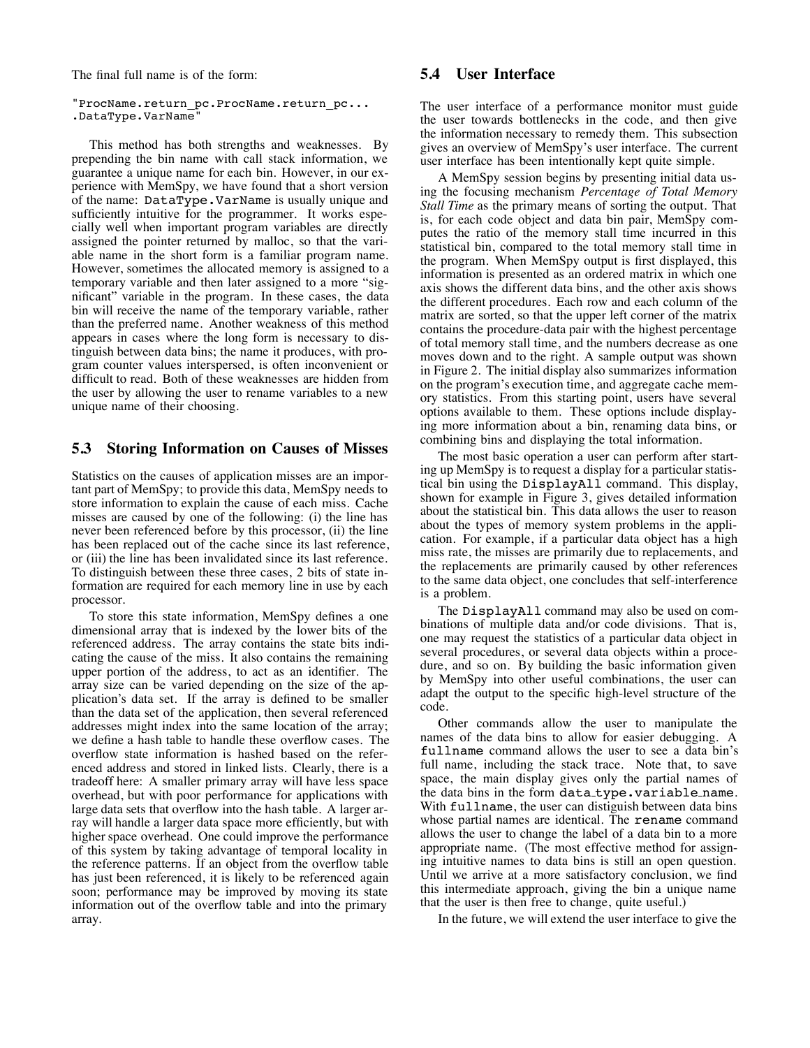The final full name is of the form:

```
"ProcName.return_pc.ProcName.return_pc...
.DataType.VarName"
```

This method has both strengths and weaknesses. By prepending the bin name with call stack information, we guarantee a unique name for each bin. However, in our experience with MemSpy, we have found that a short version of the name: `DataType.VarName` is usually unique and sufficiently intuitive for the programmer. It works especially well when important program variables are directly assigned the pointer returned by malloc, so that the variable name in the short form is a familiar program name. However, sometimes the allocated memory is assigned to a temporary variable and then later assigned to a more "significant" variable in the program. In these cases, the data bin will receive the name of the temporary variable, rather than the preferred name. Another weakness of this method appears in cases where the long form is necessary to distinguish between data bins; the name it produces, with program counter values interspersed, is often inconvenient or difficult to read. Both of these weaknesses are hidden from the user by allowing the user to rename variables to a new unique name of their choosing.

## 5.3 Storing Information on Causes of Misses

Statistics on the causes of application misses are an important part of MemSpy; to provide this data, MemSpy needs to store information to explain the cause of each miss. Cache misses are caused by one of the following: (i) the line has never been referenced before by this processor, (ii) the line has been replaced out of the cache since its last reference, or (iii) the line has been invalidated since its last reference. To distinguish between these three cases, 2 bits of state information are required for each memory line in use by each processor.

To store this state information, MemSpy defines a one dimensional array that is indexed by the lower bits of the referenced address. The array contains the state bits indicating the cause of the miss. It also contains the remaining upper portion of the address, to act as an identifier. The array size can be varied depending on the size of the application's data set. If the array is defined to be smaller than the data set of the application, then several referenced addresses might index into the same location of the array; we define a hash table to handle these overflow cases. The overflow state information is hashed based on the referenced address and stored in linked lists. Clearly, there is a tradeoff here: A smaller primary array will have less space overhead, but with poor performance for applications with large data sets that overflow into the hash table. A larger array will handle a larger data space more efficiently, but with higher space overhead. One could improve the performance of this system by taking advantage of temporal locality in the reference patterns. If an object from the overflow table has just been referenced, it is likely to be referenced again soon; performance may be improved by moving its state information out of the overflow table and into the primary array.

## 5.4 User Interface

The user interface of a performance monitor must guide the user towards bottlenecks in the code, and then give the information necessary to remedy them. This subsection gives an overview of MemSpy's user interface. The current user interface has been intentionally kept quite simple.

A MemSpy session begins by presenting initial data using the focusing mechanism *Percentage of Total Memory Stall Time* as the primary means of sorting the output. That is, for each code object and data bin pair, MemSpy computes the ratio of the memory stall time incurred in this statistical bin, compared to the total memory stall time in the program. When MemSpy output is first displayed, this information is presented as an ordered matrix in which one axis shows the different data bins, and the other axis shows the different procedures. Each row and each column of the matrix are sorted, so that the upper left corner of the matrix contains the procedure-data pair with the highest percentage of total memory stall time, and the numbers decrease as one moves down and to the right. A sample output was shown in Figure 2. The initial display also summarizes information on the program's execution time, and aggregate cache memory statistics. From this starting point, users have several options available to them. These options include displaying more information about a bin, renaming data bins, or combining bins and displaying the total information.

The most basic operation a user can perform after starting up MemSpy is to request a display for a particular statistical bin using the `DisplayAll` command. This display, shown for example in Figure 3, gives detailed information about the statistical bin. This data allows the user to reason about the types of memory system problems in the application. For example, if a particular data object has a high miss rate, the misses are primarily due to replacements, and the replacements are primarily caused by other references to the same data object, one concludes that self-interference is a problem.

The `DisplayAll` command may also be used on combinations of multiple data and/or code divisions. That is, one may request the statistics of a particular data object in several procedures, or several data objects within a procedure, and so on. By building the basic information given by MemSpy into other useful combinations, the user can adapt the output to the specific high-level structure of the code.

Other commands allow the user to manipulate the names of the data bins to allow for easier debugging. A `fullname` command allows the user to see a data bin's full name, including the stack trace. Note that, to save space, the main display gives only the partial names of the data bins in the form `data_type.variable_name`. With `fullname`, the user can distiguish between data bins whose partial names are identical. The `rename` command allows the user to change the label of a data bin to a more appropriate name. (The most effective method for assigning intuitive names to data bins is still an open question. Until we arrive at a more satisfactory conclusion, we find this intermediate approach, giving the bin a unique name that the user is then free to change, quite useful.)

In the future, we will extend the user interface to give the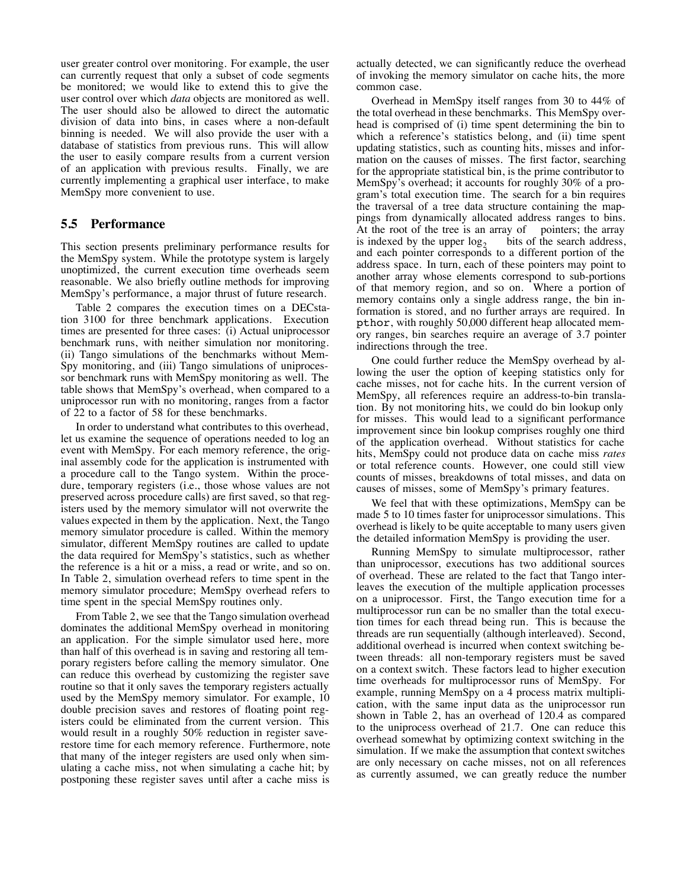user greater control over monitoring. For example, the user can currently request that only a subset of code segments be monitored; we would like to extend this to give the user control over which *data* objects are monitored as well. The user should also be allowed to direct the automatic division of data into bins, in cases where a non-default binning is needed. We will also provide the user with a database of statistics from previous runs. This will allow the user to easily compare results from a current version of an application with previous results. Finally, we are currently implementing a graphical user interface, to make MemSpy more convenient to use.

### 5.5 Performance

This section presents preliminary performance results for the MemSpy system. While the prototype system is largely unoptimized, the current execution time overheads seem reasonable. We also briefly outline methods for improving MemSpy's performance, a major thrust of future research.

Table 2 compares the execution times on a DECstation 3100 for three benchmark applications. Execution times are presented for three cases: (i) Actual uniprocessor benchmark runs, with neither simulation nor monitoring. (ii) Tango simulations of the benchmarks without MemSpy monitoring, and (iii) Tango simulations of uniprocessor benchmark runs with MemSpy monitoring as well. The table shows that MemSpy's overhead, when compared to a uniprocessor run with no monitoring, ranges from a factor of 22 to a factor of 58 for these benchmarks.

In order to understand what contributes to this overhead, let us examine the sequence of operations needed to log an event with MemSpy. For each memory reference, the original assembly code for the application is instrumented with a procedure call to the Tango system. Within the procedure, temporary registers (i.e., those whose values are not preserved across procedure calls) are first saved, so that registers used by the memory simulator will not overwrite the values expected in them by the application. Next, the Tango memory simulator procedure is called. Within the memory simulator, different MemSpy routines are called to update the data required for MemSpy's statistics, such as whether the reference is a hit or a miss, a read or write, and so on. In Table 2, simulation overhead refers to time spent in the memory simulator procedure; MemSpy overhead refers to time spent in the special MemSpy routines only.

From Table 2, we see that the Tango simulation overhead dominates the additional MemSpy overhead in monitoring an application. For the simple simulator used here, more than half of this overhead is in saving and restoring all temporary registers before calling the memory simulator. One can reduce this overhead by customizing the register save routine so that it only saves the temporary registers actually used by the MemSpy memory simulator. For example, 10 double precision saves and restores of floating point registers could be eliminated from the current version. This would result in a roughly 50% reduction in register save-restore time for each memory reference. Furthermore, note that many of the integer registers are used only when simulating a cache miss, not when simulating a cache hit; by postponing these register saves until after a cache miss is actually detected, we can significantly reduce the overhead of invoking the memory simulator on cache hits, the more common case.

Overhead in MemSpy itself ranges from 30 to 44% of the total overhead in these benchmarks. This MemSpy overhead is comprised of (i) time spent determining the bin to which a reference's statistics belong, and (ii) time spent updating statistics, such as counting hits, misses and information on the causes of misses. The first factor, searching for the appropriate statistical bin, is the prime contributor to MemSpy's overhead; it accounts for roughly 30% of a program's total execution time. The search for a bin requires the traversal of a tree data structure containing the mappings from dynamically allocated address ranges to bins. At the root of the tree is an array of pointers; the array is indexed by the upper $\log_2$ bits of the search address, and each pointer corresponds to a different portion of the address space. In turn, each of these pointers may point to another array whose elements correspond to sub-portions of that memory region, and so on. Where a portion of memory contains only a single address range, the bin information is stored, and no further arrays are required. In `pthor`, with roughly 50,000 different heap allocated memory ranges, bin searches require an average of 3.7 pointer indirections through the tree.

One could further reduce the MemSpy overhead by allowing the user the option of keeping statistics only for cache misses, not for cache hits. In the current version of MemSpy, all references require an address-to-bin translation. By not monitoring hits, we could do bin lookup only for misses. This would lead to a significant performance improvement since bin lookup comprises roughly one third of the application overhead. Without statistics for cache hits, MemSpy could not produce data on cache miss *rates* or total reference counts. However, one could still view counts of misses, breakdowns of total misses, and data on causes of misses, some of MemSpy's primary features.

We feel that with these optimizations, MemSpy can be made 5 to 10 times faster for uniprocessor simulations. This overhead is likely to be quite acceptable to many users given the detailed information MemSpy is providing the user.

Running MemSpy to simulate multiprocessor, rather than uniprocessor, executions has two additional sources of overhead. These are related to the fact that Tango interleaves the execution of the multiple application processes on a uniprocessor. First, the Tango execution time for a multiprocessor run can be no smaller than the total execution times for each thread being run. This is because the threads are run sequentially (although interleaved). Second, additional overhead is incurred when context switching between threads: all non-temporary registers must be saved on a context switch. These factors lead to higher execution time overheads for multiprocessor runs of MemSpy. For example, running MemSpy on a 4 process matrix multiplication, with the same input data as the uniprocessor run shown in Table 2, has an overhead of 120.4 as compared to the uniprocess overhead of 21.7. One can reduce this overhead somewhat by optimizing context switching in the simulation. If we make the assumption that context switches are only necessary on cache misses, not on all references as currently assumed, we can greatly reduce the number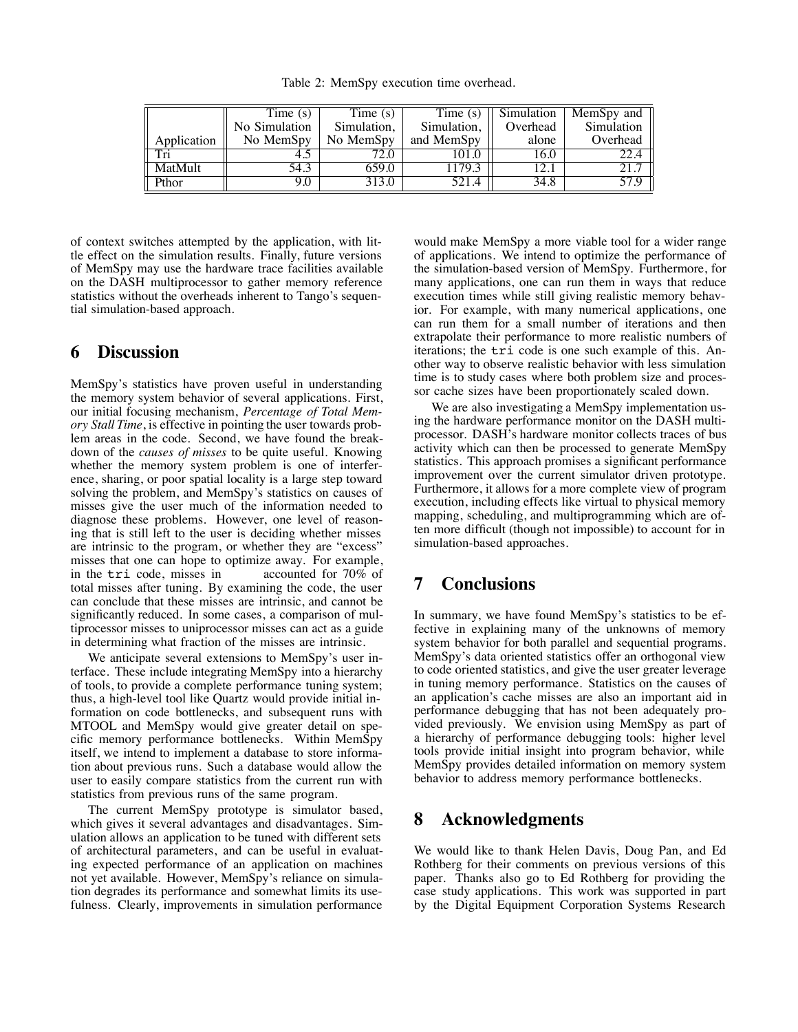Table 2: MemSpy execution time overhead.

| Application | Time (s) No Simulation No MemSpy | Time (s) Simulation, No MemSpy | Time (s) Simulation, and MemSpy | Simulation Overhead alone | MemSpy and Simulation Overhead |
|---|---|---|---|---|---|
| Tri | 4.5 | 72.0 | 101.0 | 16.0 | 22.4 |
| MatMult | 54.3 | 659.0 | 1179.3 | 12.1 | 21.7 |
| Pthor | 9.0 | 313.0 | 521.4 | 34.8 | 57.9 |

of context switches attempted by the application, with little effect on the simulation results. Finally, future versions of MemSpy may use the hardware trace facilities available on the DASH multiprocessor to gather memory reference statistics without the overheads inherent to Tango's sequential simulation-based approach.

## 6 Discussion

MemSpy's statistics have proven useful in understanding the memory system behavior of several applications. First, our initial focusing mechanism, *Percentage of Total Memory Stall Time*, is effective in pointing the user towards problem areas in the code. Second, we have found the breakdown of the *causes of misses* to be quite useful. Knowing whether the memory system problem is one of interference, sharing, or poor spatial locality is a large step toward solving the problem, and MemSpy's statistics on causes of misses give the user much of the information needed to diagnose these problems. However, one level of reasoning that is still left to the user is deciding whether misses are intrinsic to the program, or whether they are "excess" misses that one can hope to optimize away. For example, in the `tri` code, misses in accounted for 70% of total misses after tuning. By examining the code, the user can conclude that these misses are intrinsic, and cannot be significantly reduced. In some cases, a comparison of multiprocessor misses to uniprocessor misses can act as a guide in determining what fraction of the misses are intrinsic.

We anticipate several extensions to MemSpy's user interface. These include integrating MemSpy into a hierarchy of tools, to provide a complete performance tuning system; thus, a high-level tool like Quartz would provide initial information on code bottlenecks, and subsequent runs with MTOOL and MemSpy would give greater detail on specific memory performance bottlenecks. Within MemSpy itself, we intend to implement a database to store information about previous runs. Such a database would allow the user to easily compare statistics from the current run with statistics from previous runs of the same program.

The current MemSpy prototype is simulator based, which gives it several advantages and disadvantages. Simulation allows an application to be tuned with different sets of architectural parameters, and can be useful in evaluating expected performance of an application on machines not yet available. However, MemSpy's reliance on simulation degrades its performance and somewhat limits its usefulness. Clearly, improvements in simulation performance would make MemSpy a more viable tool for a wider range of applications. We intend to optimize the performance of the simulation-based version of MemSpy. Furthermore, for many applications, one can run them in ways that reduce execution times while still giving realistic memory behavior. For example, with many numerical applications, one can run them for a small number of iterations and then extrapolate their performance to more realistic numbers of iterations; the `tri` code is one such example of this. Another way to observe realistic behavior with less simulation time is to study cases where both problem size and processor cache sizes have been proportionately scaled down.

We are also investigating a MemSpy implementation using the hardware performance monitor on the DASH multiprocessor. DASH's hardware monitor collects traces of bus activity which can then be processed to generate MemSpy statistics. This approach promises a significant performance improvement over the current simulator driven prototype. Furthermore, it allows for a more complete view of program execution, including effects like virtual to physical memory mapping, scheduling, and multiprogramming which are often more difficult (though not impossible) to account for in simulation-based approaches.

## 7 Conclusions

In summary, we have found MemSpy's statistics to be effective in explaining many of the unknowns of memory system behavior for both parallel and sequential programs. MemSpy's data oriented statistics offer an orthogonal view to code oriented statistics, and give the user greater leverage in tuning memory performance. Statistics on the causes of an application's cache misses are also an important aid in performance debugging that has not been adequately provided previously. We envision using MemSpy as part of a hierarchy of performance debugging tools: higher level tools provide initial insight into program behavior, while MemSpy provides detailed information on memory system behavior to address memory performance bottlenecks.

## 8 Acknowledgments

We would like to thank Helen Davis, Doug Pan, and Ed Rothberg for their comments on previous versions of this paper. Thanks also go to Ed Rothberg for providing the case study applications. This work was supported in part by the Digital Equipment Corporation Systems Research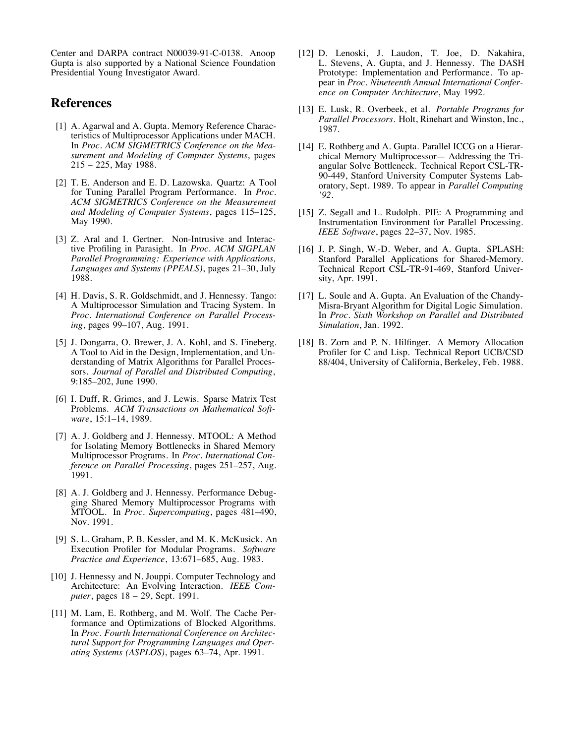Center and DARPA contract N00039-91-C-0138. Anoop Gupta is also supported by a National Science Foundation Presidential Young Investigator Award.

## References

[1] A. Agarwal and A. Gupta. Memory Reference Characteristics of Multiprocessor Applications under MACH. In *Proc. ACM SIGMETRICS Conference on the Measurement and Modeling of Computer Systems*, pages 215 – 225, May 1988.

[2] T. E. Anderson and E. D. Lazowska. Quartz: A Tool for Tuning Parallel Program Performance. In *Proc. ACM SIGMETRICS Conference on the Measurement and Modeling of Computer Systems*, pages 115–125, May 1990.

[3] Z. Aral and I. Gertner. Non-Intrusive and Interactive Profiling in Parasight. In *Proc. ACM SIGPLAN Parallel Programming: Experience with Applications, Languages and Systems (PPEALS)*, pages 21–30, July 1988.

[4] H. Davis, S. R. Goldschmidt, and J. Hennessy. Tango: A Multiprocessor Simulation and Tracing System. In *Proc. International Conference on Parallel Processing*, pages 99–107, Aug. 1991.

[5] J. Dongarra, O. Brewer, J. A. Kohl, and S. Fineberg. A Tool to Aid in the Design, Implementation, and Understanding of Matrix Algorithms for Parallel Processors. *Journal of Parallel and Distributed Computing*, 9:185–202, June 1990.

[6] I. Duff, R. Grimes, and J. Lewis. Sparse Matrix Test Problems. *ACM Transactions on Mathematical Software*, 15:1–14, 1989.

[7] A. J. Goldberg and J. Hennessy. MTOOL: A Method for Isolating Memory Bottlenecks in Shared Memory Multiprocessor Programs. In *Proc. International Conference on Parallel Processing*, pages 251–257, Aug. 1991.

[8] A. J. Goldberg and J. Hennessy. Performance Debugging Shared Memory Multiprocessor Programs with MTOOL. In *Proc. Supercomputing*, pages 481–490, Nov. 1991.

[9] S. L. Graham, P. B. Kessler, and M. K. McKusick. An Execution Profiler for Modular Programs. *Software Practice and Experience*, 13:671–685, Aug. 1983.

[10] J. Hennessy and N. Jouppi. Computer Technology and Architecture: An Evolving Interaction. *IEEE Computer*, pages 18 – 29, Sept. 1991.

[11] M. Lam, E. Rothberg, and M. Wolf. The Cache Performance and Optimizations of Blocked Algorithms. In *Proc. Fourth International Conference on Architectural Support for Programming Languages and Operating Systems (ASPLOS)*, pages 63–74, Apr. 1991.

[12] D. Lenoski, J. Laudon, T. Joe, D. Nakahira, L. Stevens, A. Gupta, and J. Hennessy. The DASH Prototype: Implementation and Performance. To appear in *Proc. Nineteenth Annual International Conference on Computer Architecture*, May 1992.

[13] E. Lusk, R. Overbeek, et al. *Portable Programs for Parallel Processors*. Holt, Rinehart and Winston, Inc., 1987.

[14] E. Rothberg and A. Gupta. Parallel ICCG on a Hierarchical Memory Multiprocessor— Addressing the Triangular Solve Bottleneck. Technical Report CSL-TR-90-449, Stanford University Computer Systems Laboratory, Sept. 1989. To appear in *Parallel Computing '92*.

[15] Z. Segall and L. Rudolph. PIE: A Programming and Instrumentation Environment for Parallel Processing. *IEEE Software*, pages 22–37, Nov. 1985.

[16] J. P. Singh, W.-D. Weber, and A. Gupta. SPLASH: Stanford Parallel Applications for Shared-Memory. Technical Report CSL-TR-91-469, Stanford University, Apr. 1991.

[17] L. Soule and A. Gupta. An Evaluation of the Chandy-Misra-Bryant Algorithm for Digital Logic Simulation. In *Proc. Sixth Workshop on Parallel and Distributed Simulation*, Jan. 1992.

[18] B. Zorn and P. N. Hilfinger. A Memory Allocation Profiler for C and Lisp. Technical Report UCB/CSD 88/404, University of California, Berkeley, Feb. 1988.